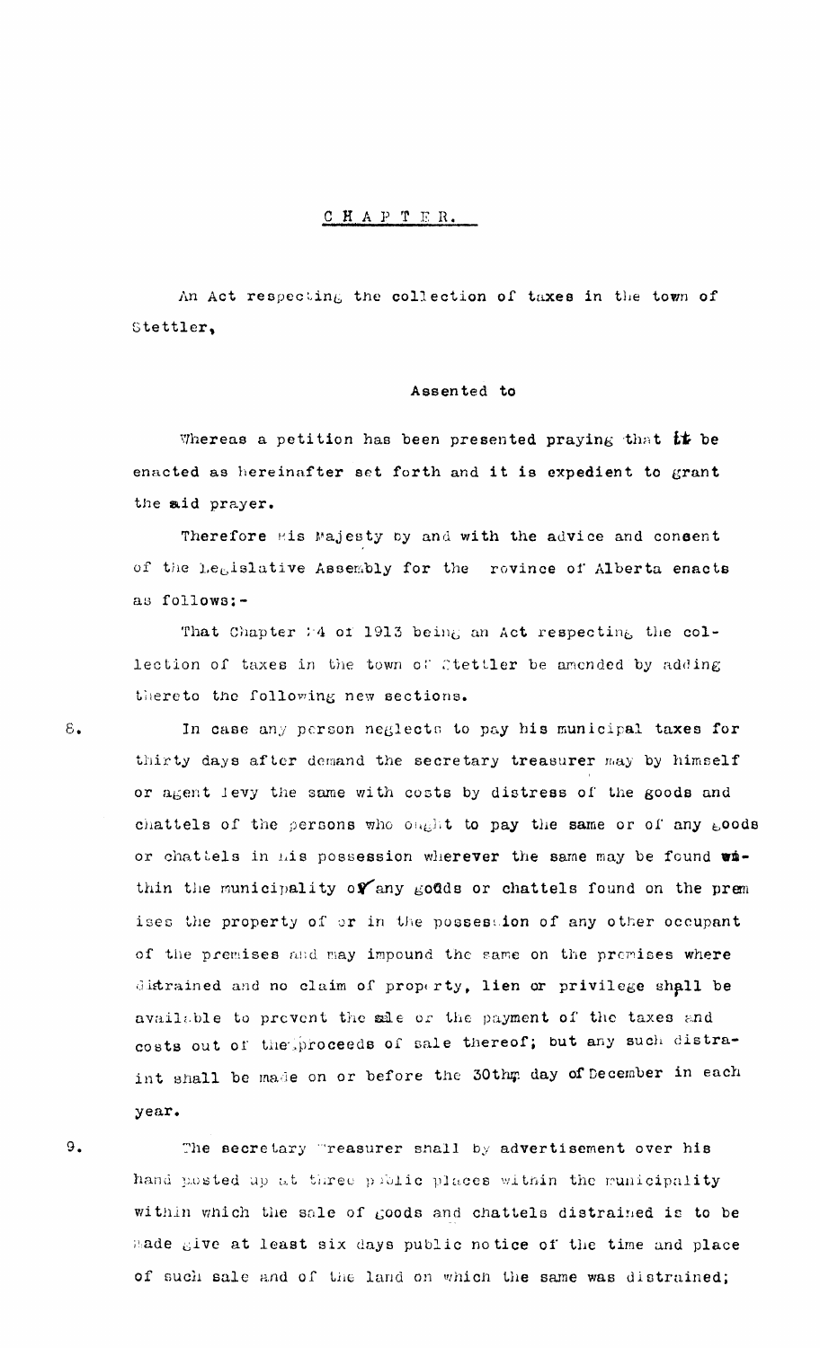# CHAPTER.

An Act respecting the collection of taxes in the town of Stettler,

Assented to

Whereas a petition has been presented praying that it be enacted as hereinafter set forth and it is expedient to grant the said prayer.

Therefore His Majesty by and with the advice and consent of the Legislative Assembly for the Province of Alberta enacts as follows:-

That Chapter 74 of 1913 being an Act respecting the collection of taxes in the town of Stettler be amended by adding thereto the following new sections.

8. In case any person neglects to pay his municipal taxes for thirty days after demand the secretary treasurer may by himself or agent levy the same with costs by distress of the goods and chattels of the persons who ought to pay the same or of any goods or chattels in his possession wherever the same may be found within the municipality or any goods or chattels found on the premises the property of or in the possession of any other occupant of the premises and may impound the same on the premises where distrained and no claim of property, lien or privilege shall be available to prevent the sale or the payment of the taxes and costs out of the proceeds of sale thereof; but any distraint shall be made on or before the 30th day of December in each year.

9. The secretary Treasurer shall by advertisement over his hand posted up at three public places within the municipality within which the sale of goods and chattels distrained is to be made give at least six days public notice of the time and place of such sale and of the land on which the same was distrained;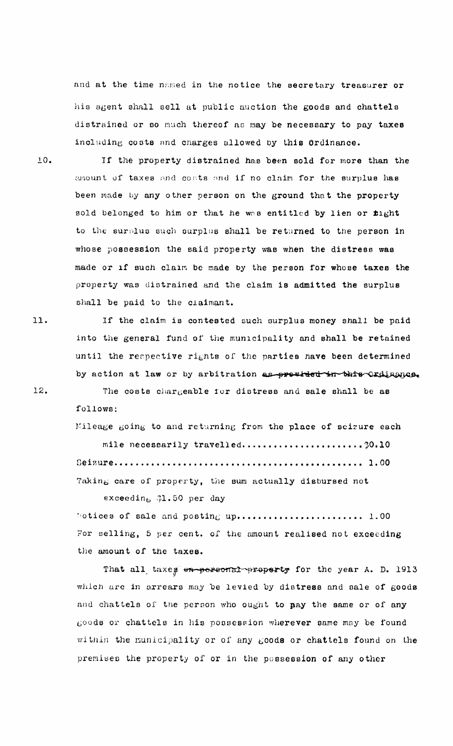and at the time named in the notice the secretary treasurer or his agent shall sell at public auction the goods and chattels distrained or so much thereof as may be necessary to pay taxes including costs and charges allowed by this Ordinance.

10. If the property distrained has been sold for more than the amount of taxes and costs and if no claim for the surplus has been made by any other person on the ground that the property sold belonged to him or that he was entitled by lien or right to the surplus such surplus shall be returned to the person in whose possession the said property was when the distress was made or if such claim be made by the person for whose taxes the property was distrained and the claim is admitted the surplus shall be paid to the claimant.

11. If the claim is contested such surplus money shall be paid into the general fund of the municipality and shall be retained until the respective rights of the parties have been determined by action at law or by arbitration ~~as provided in this Ordinance.~~

12. The costs chargeable for distress and sale shall be as follows:

Mileage going to and returning from the place of seizure each mile necessarily travelled....................... $0.10

Seizure............................................. 1.00

Taking care of property, the sum actually disbursed not exceeding $1.50 per day

Notices of sale and posting up........................ 1.00

For selling, 5 per cent. of the amount realised not exceeding the amount of the taxes.

That all taxes ~~on personal property~~ for the year A. D. 1913 which are in arrears may be levied by distress and sale of goods and chattels of the person who ought to pay the same or of any goods or chattels in his possession wherever same may be found within the municipality or of any goods or chattels found on the premises the property of or in the possession of any other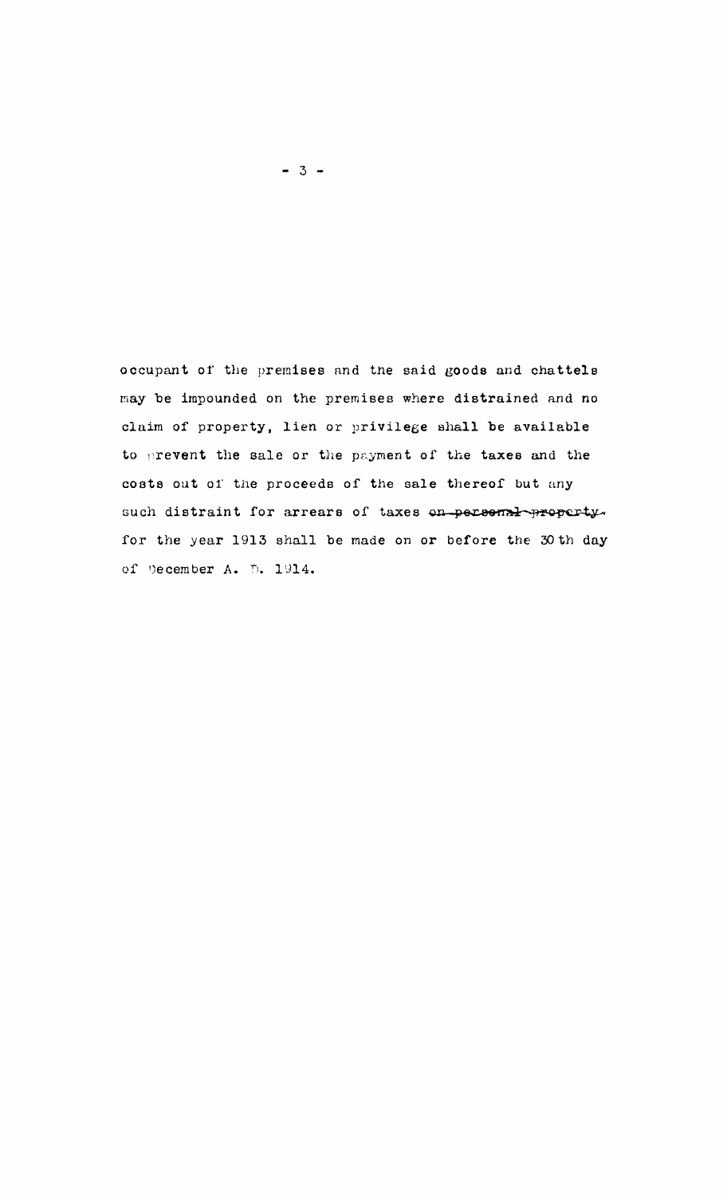occupant of the premises and the said goods and chattels may be impounded on the premises where distrained and no claim of property, lien or privilege shall be available to prevent the sale or the payment of the taxes and the costs out of the proceeds of the sale thereof but any such distraint for arrears of taxes ~~on personal property~~ for the year 1913 shall be made on or before the 30th day of December A. D. 1914.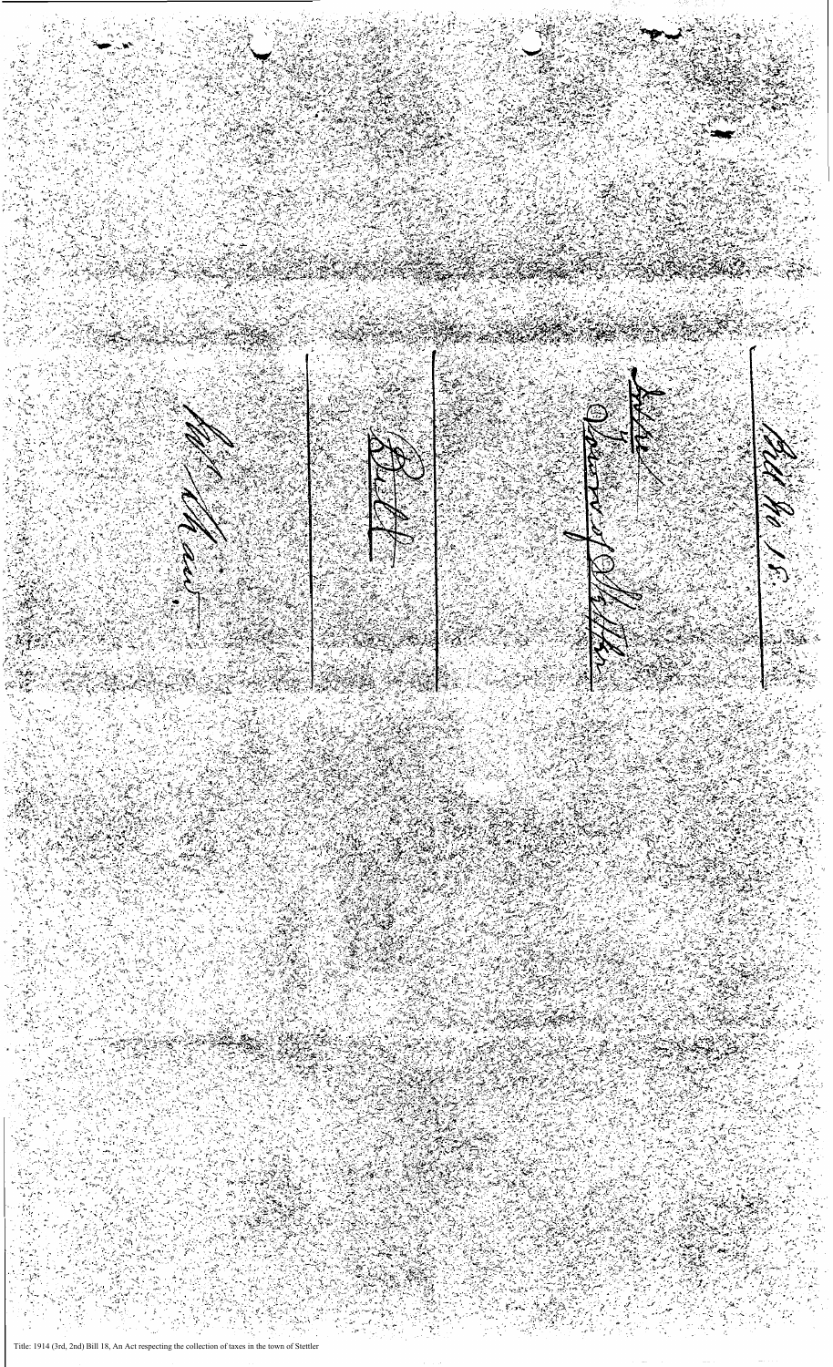Bill No. 18.

1914

Town of Stettler

Bill

Mr. Shaw.

Title: 1914 (3rd, 2nd) Bill 18, An Act respecting the collection of taxes in the town of Stettler